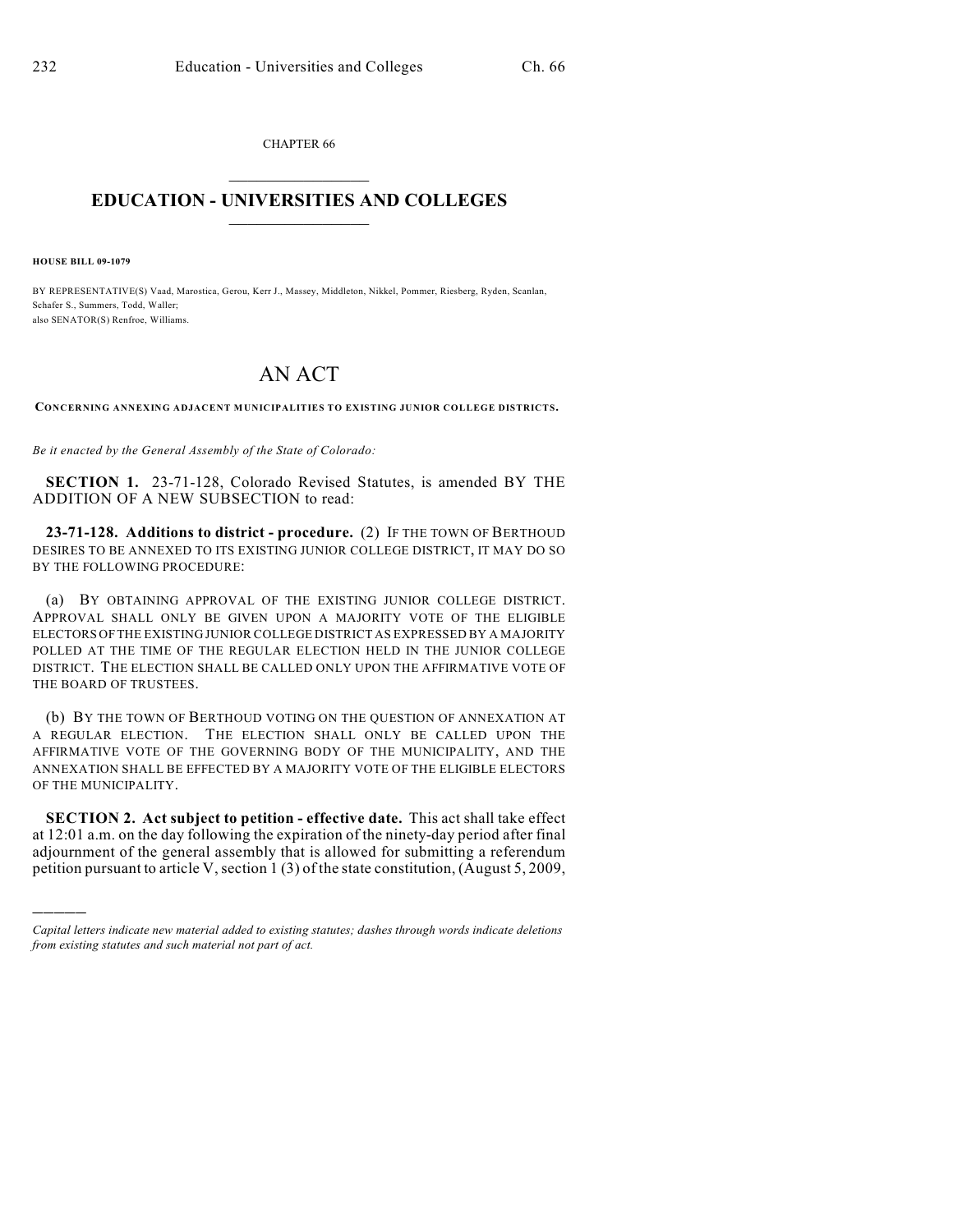CHAPTER 66

# EDUCATION - UNIVERSITIES AND COLLEGES

**HOUSE BILL 09-1079**

BY REPRESENTATIVE(S) Vaad, Marostica, Gerou, Kerr J., Massey, Middleton, Nikkel, Pommer, Riesberg, Ryden, Scanlan, Schafer S., Summers, Todd, Waller;
also SENATOR(S) Renfroe, Williams.

# AN ACT

**CONCERNING ANNEXING ADJACENT MUNICIPALITIES TO EXISTING JUNIOR COLLEGE DISTRICTS.**

*Be it enacted by the General Assembly of the State of Colorado:*

**SECTION 1.** 23-71-128, Colorado Revised Statutes, is amended BY THE ADDITION OF A NEW SUBSECTION to read:

**23-71-128. Additions to district - procedure.** (2) IF THE TOWN OF BERTHOUD DESIRES TO BE ANNEXED TO ITS EXISTING JUNIOR COLLEGE DISTRICT, IT MAY DO SO BY THE FOLLOWING PROCEDURE:

(a) BY OBTAINING APPROVAL OF THE EXISTING JUNIOR COLLEGE DISTRICT. APPROVAL SHALL ONLY BE GIVEN UPON A MAJORITY VOTE OF THE ELIGIBLE ELECTORS OF THE EXISTING JUNIOR COLLEGE DISTRICT AS EXPRESSED BY A MAJORITY POLLED AT THE TIME OF THE REGULAR ELECTION HELD IN THE JUNIOR COLLEGE DISTRICT. THE ELECTION SHALL BE CALLED ONLY UPON THE AFFIRMATIVE VOTE OF THE BOARD OF TRUSTEES.

(b) BY THE TOWN OF BERTHOUD VOTING ON THE QUESTION OF ANNEXATION AT A REGULAR ELECTION. THE ELECTION SHALL ONLY BE CALLED UPON THE AFFIRMATIVE VOTE OF THE GOVERNING BODY OF THE MUNICIPALITY, AND THE ANNEXATION SHALL BE EFFECTED BY A MAJORITY VOTE OF THE ELIGIBLE ELECTORS OF THE MUNICIPALITY.

**SECTION 2. Act subject to petition - effective date.** This act shall take effect at 12:01 a.m. on the day following the expiration of the ninety-day period after final adjournment of the general assembly that is allowed for submitting a referendum petition pursuant to article V, section 1 (3) of the state constitution, (August 5, 2009,

---

*Capital letters indicate new material added to existing statutes; dashes through words indicate deletions from existing statutes and such material not part of act.*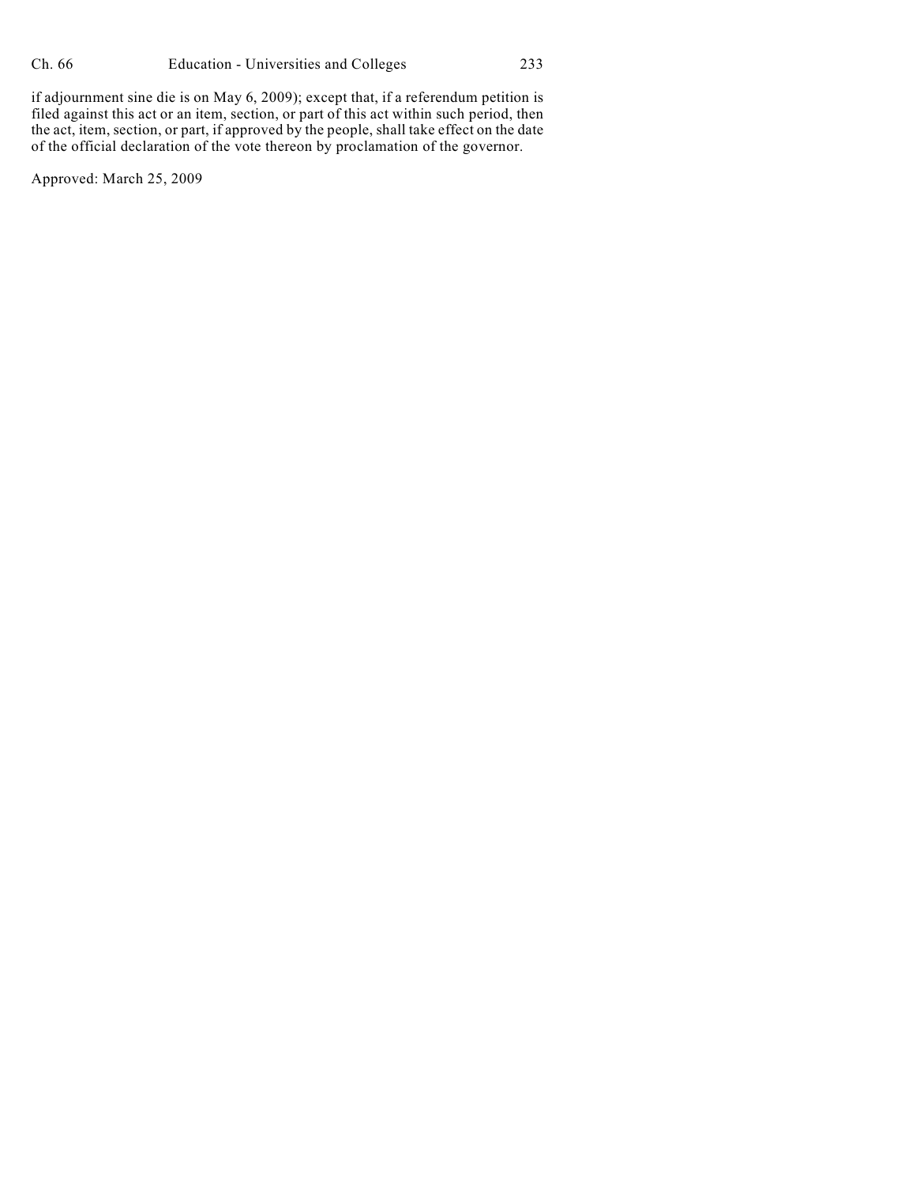if adjournment sine die is on May 6, 2009); except that, if a referendum petition is filed against this act or an item, section, or part of this act within such period, then the act, item, section, or part, if approved by the people, shall take effect on the date of the official declaration of the vote thereon by proclamation of the governor.

Approved: March 25, 2009